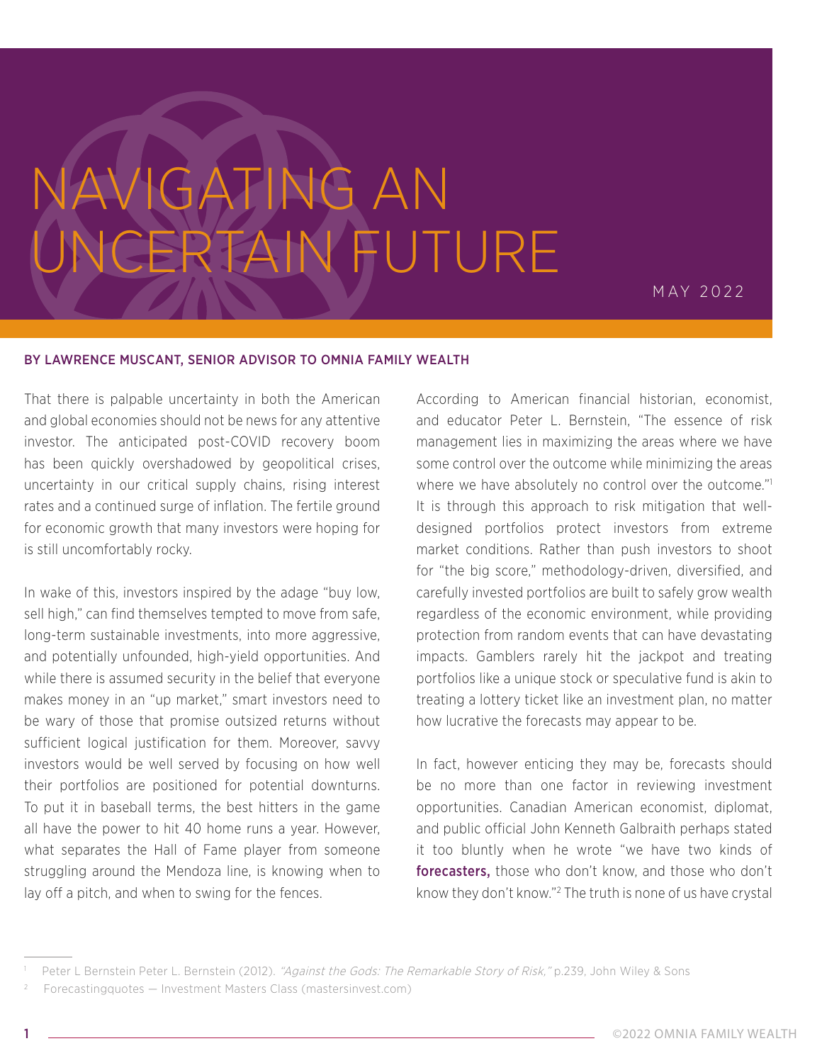# NAVIGATING AN UNCERTAIN FUTURE

MAY 2022

**BY LAWRENCE MUSCANT, SENIOR ADVISOR TO OMNIA FAMILY WEALTH**

That there is palpable uncertainty in both the American and global economies should not be news for any attentive investor. The anticipated post-COVID recovery boom has been quickly overshadowed by geopolitical crises, uncertainty in our critical supply chains, rising interest rates and a continued surge of inflation. The fertile ground for economic growth that many investors were hoping for is still uncomfortably rocky.

In wake of this, investors inspired by the adage "buy low, sell high," can find themselves tempted to move from safe, long-term sustainable investments, into more aggressive, and potentially unfounded, high-yield opportunities. And while there is assumed security in the belief that everyone makes money in an "up market," smart investors need to be wary of those that promise outsized returns without sufficient logical justification for them. Moreover, savvy investors would be well served by focusing on how well their portfolios are positioned for potential downturns. To put it in baseball terms, the best hitters in the game all have the power to hit 40 home runs a year. However, what separates the Hall of Fame player from someone struggling around the Mendoza line, is knowing when to lay off a pitch, and when to swing for the fences.

According to American financial historian, economist, and educator Peter L. Bernstein, "The essence of risk management lies in maximizing the areas where we have some control over the outcome while minimizing the areas where we have absolutely no control over the outcome."[1] It is through this approach to risk mitigation that well-designed portfolios protect investors from extreme market conditions. Rather than push investors to shoot for "the big score," methodology-driven, diversified, and carefully invested portfolios are built to safely grow wealth regardless of the economic environment, while providing protection from random events that can have devastating impacts. Gamblers rarely hit the jackpot and treating portfolios like a unique stock or speculative fund is akin to treating a lottery ticket like an investment plan, no matter how lucrative the forecasts may appear to be.

In fact, however enticing they may be, forecasts should be no more than one factor in reviewing investment opportunities. Canadian American economist, diplomat, and public official John Kenneth Galbraith perhaps stated it too bluntly when he wrote "we have two kinds of **forecasters,** those who don't know, and those who don't know they don't know."[2] The truth is none of us have crystal

---

[1] Peter L Bernstein Peter L. Bernstein (2012). *"Against the Gods: The Remarkable Story of Risk,"* p.239, John Wiley & Sons

[2] Forecastingquotes — Investment Masters Class (mastersinvest.com)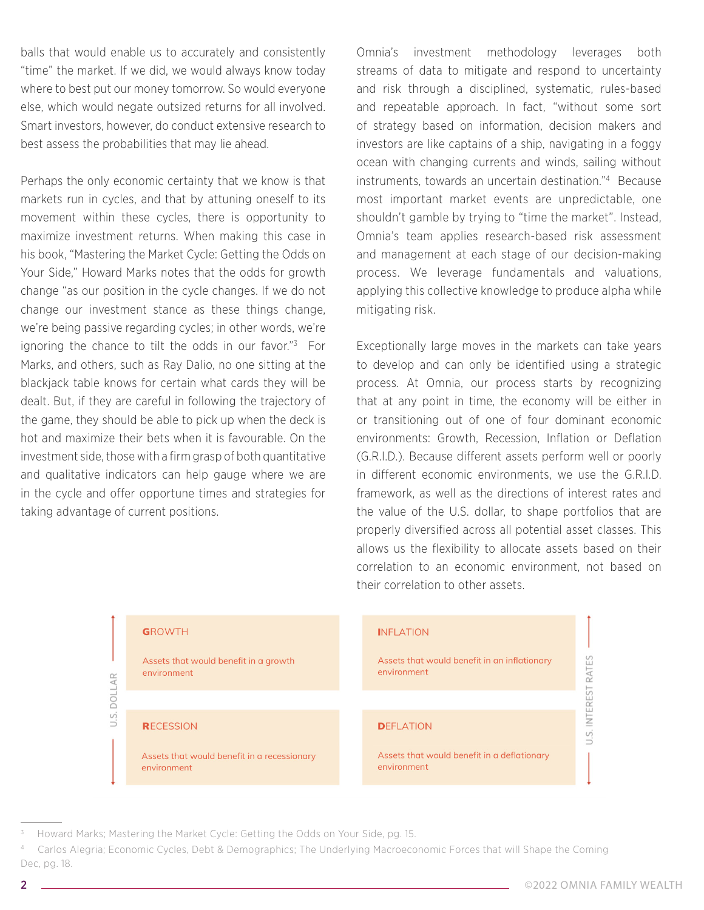balls that would enable us to accurately and consistently "time" the market. If we did, we would always know today where to best put our money tomorrow. So would everyone else, which would negate outsized returns for all involved. Smart investors, however, do conduct extensive research to best assess the probabilities that may lie ahead.

Perhaps the only economic certainty that we know is that markets run in cycles, and that by attuning oneself to its movement within these cycles, there is opportunity to maximize investment returns. When making this case in his book, "Mastering the Market Cycle: Getting the Odds on Your Side," Howard Marks notes that the odds for growth change "as our position in the cycle changes. If we do not change our investment stance as these things change, we're being passive regarding cycles; in other words, we're ignoring the chance to tilt the odds in our favor."[3] For Marks, and others, such as Ray Dalio, no one sitting at the blackjack table knows for certain what cards they will be dealt. But, if they are careful in following the trajectory of the game, they should be able to pick up when the deck is hot and maximize their bets when it is favourable. On the investment side, those with a firm grasp of both quantitative and qualitative indicators can help gauge where we are in the cycle and offer opportune times and strategies for taking advantage of current positions.

Omnia's investment methodology leverages both streams of data to mitigate and respond to uncertainty and risk through a disciplined, systematic, rules-based and repeatable approach. In fact, "without some sort of strategy based on information, decision makers and investors are like captains of a ship, navigating in a foggy ocean with changing currents and winds, sailing without instruments, towards an uncertain destination."[4] Because most important market events are unpredictable, one shouldn't gamble by trying to "time the market". Instead, Omnia's team applies research-based risk assessment and management at each stage of our decision-making process. We leverage fundamentals and valuations, applying this collective knowledge to produce alpha while mitigating risk.

Exceptionally large moves in the markets can take years to develop and can only be identified using a strategic process. At Omnia, our process starts by recognizing that at any point in time, the economy will be either in or transitioning out of one of four dominant economic environments: Growth, Recession, Inflation or Deflation (G.R.I.D.). Because different assets perform well or poorly in different economic environments, we use the G.R.I.D. framework, as well as the directions of interest rates and the value of the U.S. dollar, to shape portfolios that are properly diversified across all potential asset classes. This allows us the flexibility to allocate assets based on their correlation to an economic environment, not based on their correlation to other assets.

| U.S. DOLLAR | | | U.S. INTEREST RATES |
|---|---|---|---|
| ↑ | **G**ROWTH<br>Assets that would benefit in a growth environment | **I**NFLATION<br>Assets that would benefit in an inflationary environment | ↑ |
| ↓ | **R**ECESSION<br>Assets that would benefit in a recessionary environment | **D**EFLATION<br>Assets that would benefit in a deflationary environment | ↓ |

---

[3] Howard Marks; Mastering the Market Cycle: Getting the Odds on Your Side, pg. 15.

[4] Carlos Alegria; Economic Cycles, Debt & Demographics; The Underlying Macroeconomic Forces that will Shape the Coming Dec, pg. 18.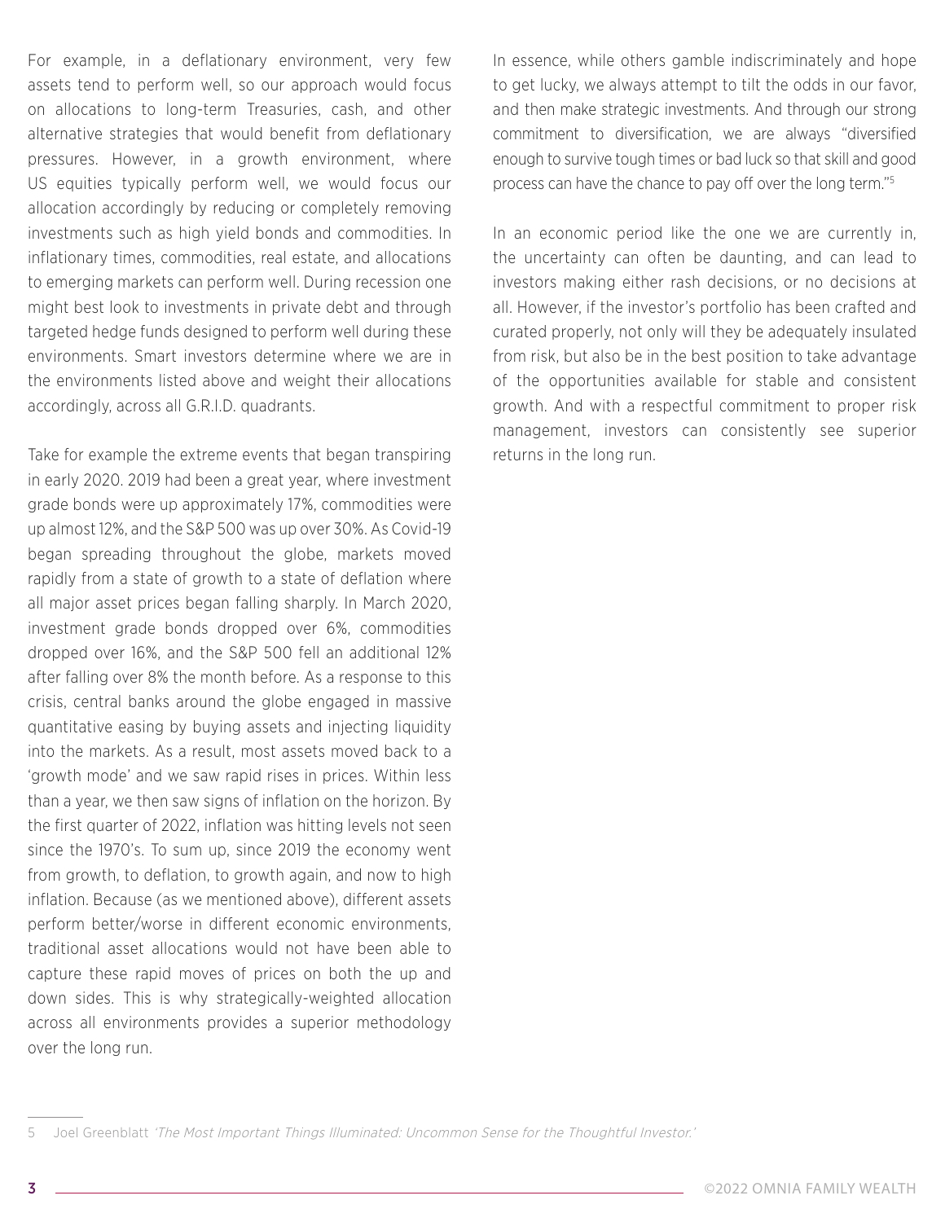For example, in a deflationary environment, very few assets tend to perform well, so our approach would focus on allocations to long-term Treasuries, cash, and other alternative strategies that would benefit from deflationary pressures. However, in a growth environment, where US equities typically perform well, we would focus our allocation accordingly by reducing or completely removing investments such as high yield bonds and commodities. In inflationary times, commodities, real estate, and allocations to emerging markets can perform well. During recession one might best look to investments in private debt and through targeted hedge funds designed to perform well during these environments. Smart investors determine where we are in the environments listed above and weight their allocations accordingly, across all G.R.I.D. quadrants.

Take for example the extreme events that began transpiring in early 2020. 2019 had been a great year, where investment grade bonds were up approximately 17%, commodities were up almost 12%, and the S&P 500 was up over 30%. As Covid-19 began spreading throughout the globe, markets moved rapidly from a state of growth to a state of deflation where all major asset prices began falling sharply. In March 2020, investment grade bonds dropped over 6%, commodities dropped over 16%, and the S&P 500 fell an additional 12% after falling over 8% the month before. As a response to this crisis, central banks around the globe engaged in massive quantitative easing by buying assets and injecting liquidity into the markets. As a result, most assets moved back to a 'growth mode' and we saw rapid rises in prices. Within less than a year, we then saw signs of inflation on the horizon. By the first quarter of 2022, inflation was hitting levels not seen since the 1970's. To sum up, since 2019 the economy went from growth, to deflation, to growth again, and now to high inflation. Because (as we mentioned above), different assets perform better/worse in different economic environments, traditional asset allocations would not have been able to capture these rapid moves of prices on both the up and down sides. This is why strategically-weighted allocation across all environments provides a superior methodology over the long run.

In essence, while others gamble indiscriminately and hope to get lucky, we always attempt to tilt the odds in our favor, and then make strategic investments. And through our strong commitment to diversification, we are always "diversified enough to survive tough times or bad luck so that skill and good process can have the chance to pay off over the long term."[5]

In an economic period like the one we are currently in, the uncertainty can often be daunting, and can lead to investors making either rash decisions, or no decisions at all. However, if the investor's portfolio has been crafted and curated properly, not only will they be adequately insulated from risk, but also be in the best position to take advantage of the opportunities available for stable and consistent growth. And with a respectful commitment to proper risk management, investors can consistently see superior returns in the long run.

---

5 Joel Greenblatt *'The Most Important Things Illuminated: Uncommon Sense for the Thoughtful Investor.'*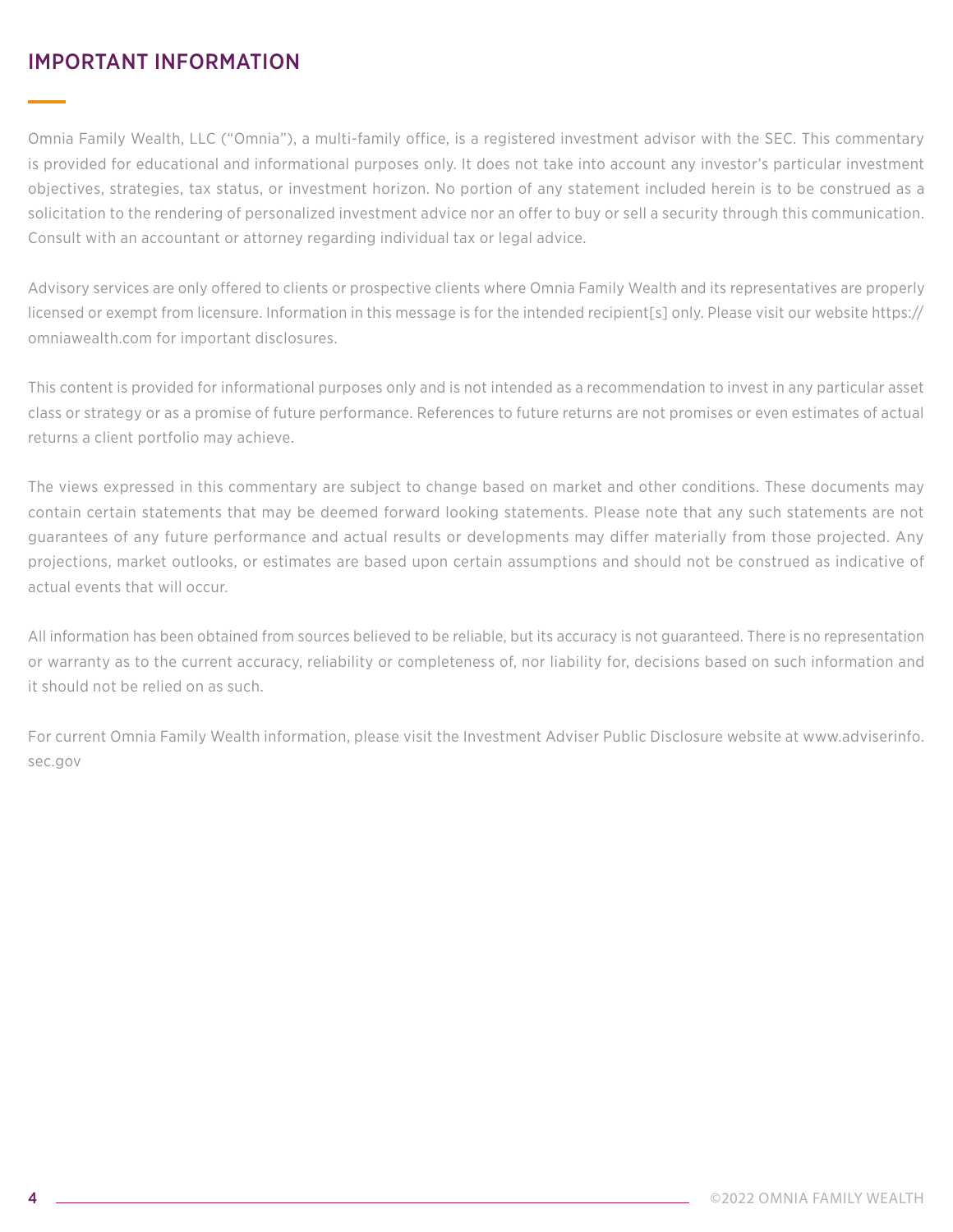## IMPORTANT INFORMATION

Omnia Family Wealth, LLC ("Omnia"), a multi-family office, is a registered investment advisor with the SEC. This commentary is provided for educational and informational purposes only. It does not take into account any investor's particular investment objectives, strategies, tax status, or investment horizon. No portion of any statement included herein is to be construed as a solicitation to the rendering of personalized investment advice nor an offer to buy or sell a security through this communication. Consult with an accountant or attorney regarding individual tax or legal advice.

Advisory services are only offered to clients or prospective clients where Omnia Family Wealth and its representatives are properly licensed or exempt from licensure. Information in this message is for the intended recipient[s] only. Please visit our website https://omniawealth.com for important disclosures.

This content is provided for informational purposes only and is not intended as a recommendation to invest in any particular asset class or strategy or as a promise of future performance. References to future returns are not promises or even estimates of actual returns a client portfolio may achieve.

The views expressed in this commentary are subject to change based on market and other conditions. These documents may contain certain statements that may be deemed forward looking statements. Please note that any such statements are not guarantees of any future performance and actual results or developments may differ materially from those projected. Any projections, market outlooks, or estimates are based upon certain assumptions and should not be construed as indicative of actual events that will occur.

All information has been obtained from sources believed to be reliable, but its accuracy is not guaranteed. There is no representation or warranty as to the current accuracy, reliability or completeness of, nor liability for, decisions based on such information and it should not be relied on as such.

For current Omnia Family Wealth information, please visit the Investment Adviser Public Disclosure website at www.adviserinfo.sec.gov